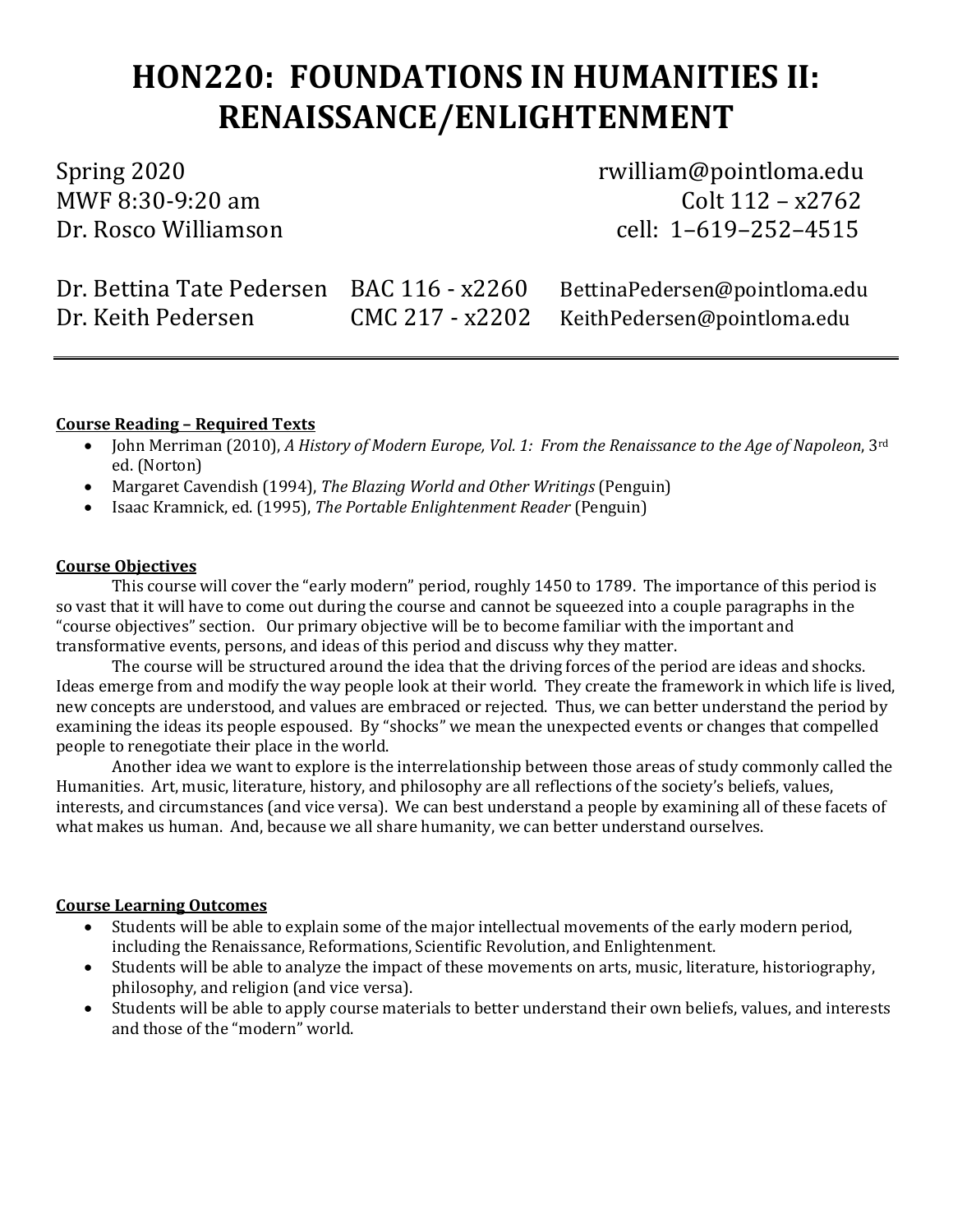# HON220: FOUNDATIONS IN HUMANITIES II: RENAISSANCE/ENLIGHTENMENT

Spring 2020
MWF 8:30-9:20 am
Dr. Rosco Williamson

rwilliam@pointloma.edu
Colt 112 – x2762
cell: 1–619–252–4515

| | | |
|---|---|---|
| Dr. Bettina Tate Pedersen | BAC 116 - x2260 | BettinaPedersen@pointloma.edu |
| Dr. Keith Pedersen | CMC 217 - x2202 | KeithPedersen@pointloma.edu |

---

**Course Reading – Required Texts**

- John Merriman (2010), *A History of Modern Europe, Vol. 1: From the Renaissance to the Age of Napoleon*, 3rd ed. (Norton)
- Margaret Cavendish (1994), *The Blazing World and Other Writings* (Penguin)
- Isaac Kramnick, ed. (1995), *The Portable Enlightenment Reader* (Penguin)

**Course Objectives**

This course will cover the "early modern" period, roughly 1450 to 1789. The importance of this period is so vast that it will have to come out during the course and cannot be squeezed into a couple paragraphs in the "course objectives" section. Our primary objective will be to become familiar with the important and transformative events, persons, and ideas of this period and discuss why they matter.

The course will be structured around the idea that the driving forces of the period are ideas and shocks. Ideas emerge from and modify the way people look at their world. They create the framework in which life is lived, new concepts are understood, and values are embraced or rejected. Thus, we can better understand the period by examining the ideas its people espoused. By "shocks" we mean the unexpected events or changes that compelled people to renegotiate their place in the world.

Another idea we want to explore is the interrelationship between those areas of study commonly called the Humanities. Art, music, literature, history, and philosophy are all reflections of the society's beliefs, values, interests, and circumstances (and vice versa). We can best understand a people by examining all of these facets of what makes us human. And, because we all share humanity, we can better understand ourselves.

**Course Learning Outcomes**

- Students will be able to explain some of the major intellectual movements of the early modern period, including the Renaissance, Reformations, Scientific Revolution, and Enlightenment.
- Students will be able to analyze the impact of these movements on arts, music, literature, historiography, philosophy, and religion (and vice versa).
- Students will be able to apply course materials to better understand their own beliefs, values, and interests and those of the "modern" world.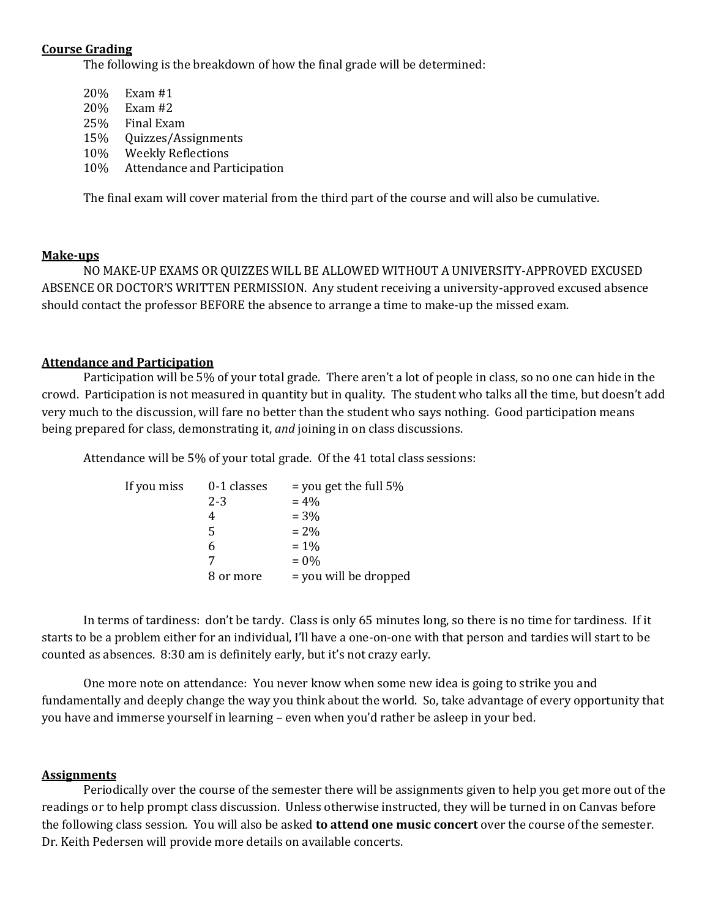**Course Grading**

The following is the breakdown of how the final grade will be determined:

| | |
|---|---|
| 20% | Exam #1 |
| 20% | Exam #2 |
| 25% | Final Exam |
| 15% | Quizzes/Assignments |
| 10% | Weekly Reflections |
| 10% | Attendance and Participation |

The final exam will cover material from the third part of the course and will also be cumulative.

**Make-ups**

NO MAKE-UP EXAMS OR QUIZZES WILL BE ALLOWED WITHOUT A UNIVERSITY-APPROVED EXCUSED ABSENCE OR DOCTOR'S WRITTEN PERMISSION. Any student receiving a university-approved excused absence should contact the professor BEFORE the absence to arrange a time to make-up the missed exam.

**Attendance and Participation**

Participation will be 5% of your total grade. There aren't a lot of people in class, so no one can hide in the crowd. Participation is not measured in quantity but in quality. The student who talks all the time, but doesn't add very much to the discussion, will fare no better than the student who says nothing. Good participation means being prepared for class, demonstrating it, *and* joining in on class discussions.

Attendance will be 5% of your total grade. Of the 41 total class sessions:

| | | |
|---|---|---|
| If you miss | 0-1 classes | = you get the full 5% |
| | 2-3 | = 4% |
| | 4 | = 3% |
| | 5 | = 2% |
| | 6 | = 1% |
| | 7 | = 0% |
| | 8 or more | = you will be dropped |

In terms of tardiness: don't be tardy. Class is only 65 minutes long, so there is no time for tardiness. If it starts to be a problem either for an individual, I'll have a one-on-one with that person and tardies will start to be counted as absences. 8:30 am is definitely early, but it's not crazy early.

One more note on attendance: You never know when some new idea is going to strike you and fundamentally and deeply change the way you think about the world. So, take advantage of every opportunity that you have and immerse yourself in learning – even when you'd rather be asleep in your bed.

**Assignments**

Periodically over the course of the semester there will be assignments given to help you get more out of the readings or to help prompt class discussion. Unless otherwise instructed, they will be turned in on Canvas before the following class session. You will also be asked **to attend one music concert** over the course of the semester. Dr. Keith Pedersen will provide more details on available concerts.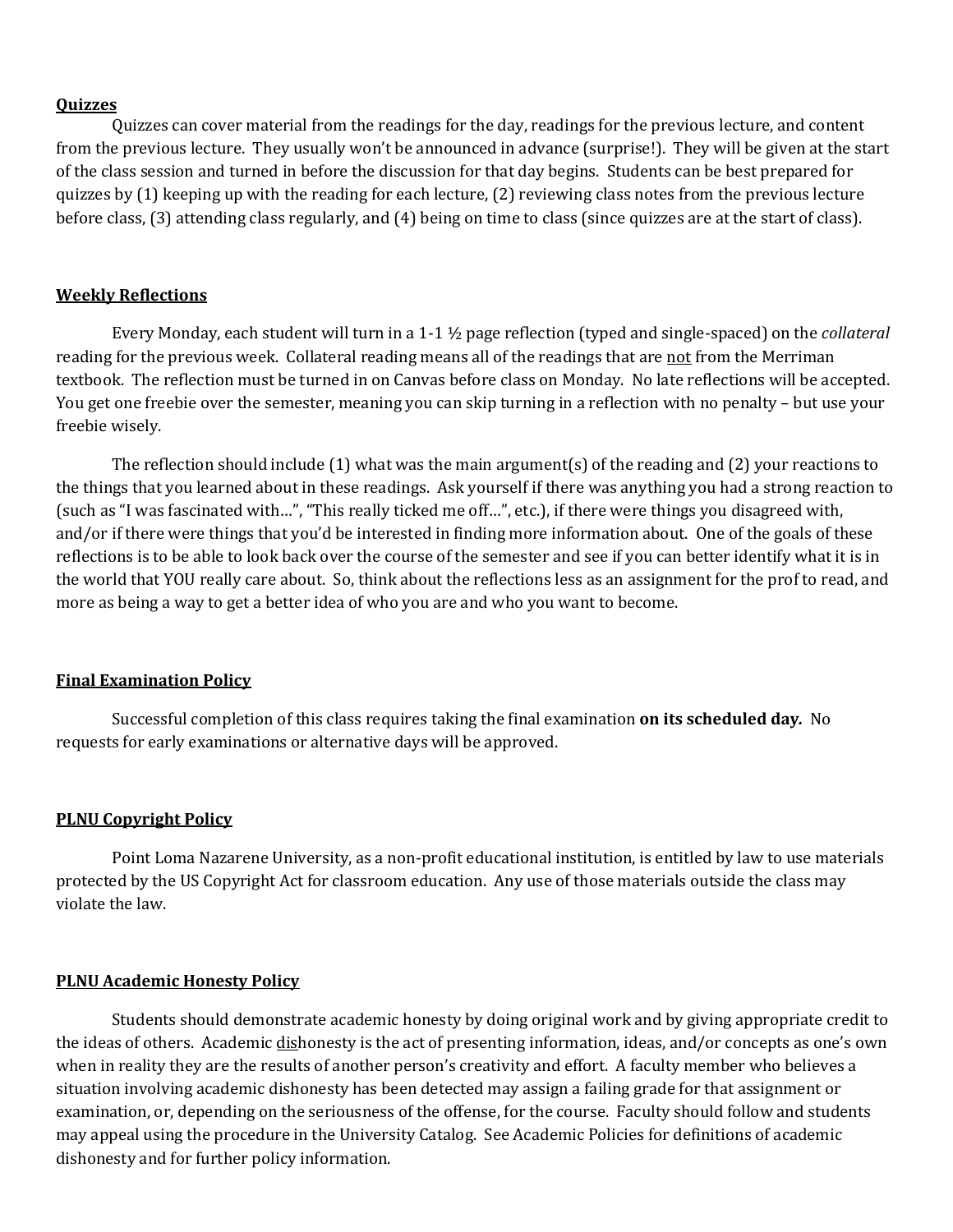## Quizzes

Quizzes can cover material from the readings for the day, readings for the previous lecture, and content from the previous lecture. They usually won't be announced in advance (surprise!). They will be given at the start of the class session and turned in before the discussion for that day begins. Students can be best prepared for quizzes by (1) keeping up with the reading for each lecture, (2) reviewing class notes from the previous lecture before class, (3) attending class regularly, and (4) being on time to class (since quizzes are at the start of class).

## Weekly Reflections

Every Monday, each student will turn in a 1-1 ½ page reflection (typed and single-spaced) on the *collateral* reading for the previous week. Collateral reading means all of the readings that are <u>not</u> from the Merriman textbook. The reflection must be turned in on Canvas before class on Monday. No late reflections will be accepted. You get one freebie over the semester, meaning you can skip turning in a reflection with no penalty – but use your freebie wisely.

The reflection should include (1) what was the main argument(s) of the reading and (2) your reactions to the things that you learned about in these readings. Ask yourself if there was anything you had a strong reaction to (such as "I was fascinated with…", "This really ticked me off…", etc.), if there were things you disagreed with, and/or if there were things that you'd be interested in finding more information about. One of the goals of these reflections is to be able to look back over the course of the semester and see if you can better identify what it is in the world that YOU really care about. So, think about the reflections less as an assignment for the prof to read, and more as being a way to get a better idea of who you are and who you want to become.

## Final Examination Policy

Successful completion of this class requires taking the final examination **on its scheduled day.** No requests for early examinations or alternative days will be approved.

## PLNU Copyright Policy

Point Loma Nazarene University, as a non-profit educational institution, is entitled by law to use materials protected by the US Copyright Act for classroom education. Any use of those materials outside the class may violate the law.

## PLNU Academic Honesty Policy

Students should demonstrate academic honesty by doing original work and by giving appropriate credit to the ideas of others. Academic <u>dis</u>honesty is the act of presenting information, ideas, and/or concepts as one's own when in reality they are the results of another person's creativity and effort. A faculty member who believes a situation involving academic dishonesty has been detected may assign a failing grade for that assignment or examination, or, depending on the seriousness of the offense, for the course. Faculty should follow and students may appeal using the procedure in the University Catalog. See Academic Policies for definitions of academic dishonesty and for further policy information.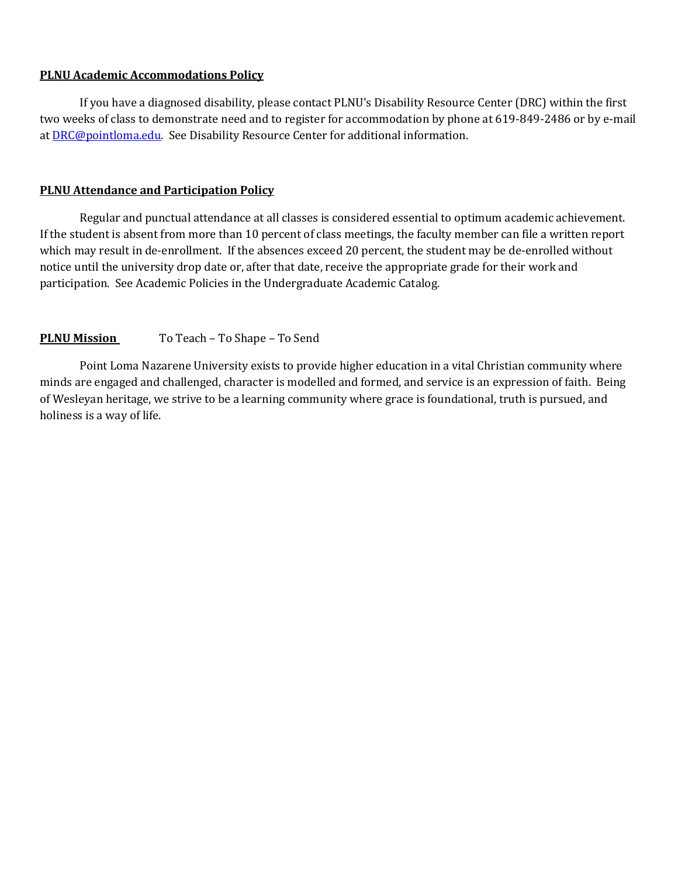**PLNU Academic Accommodations Policy**

If you have a diagnosed disability, please contact PLNU's Disability Resource Center (DRC) within the first two weeks of class to demonstrate need and to register for accommodation by phone at 619-849-2486 or by e-mail at [DRC@pointloma.edu](mailto:DRC@pointloma.edu). See Disability Resource Center for additional information.

**PLNU Attendance and Participation Policy**

Regular and punctual attendance at all classes is considered essential to optimum academic achievement. If the student is absent from more than 10 percent of class meetings, the faculty member can file a written report which may result in de-enrollment. If the absences exceed 20 percent, the student may be de-enrolled without notice until the university drop date or, after that date, receive the appropriate grade for their work and participation. See Academic Policies in the Undergraduate Academic Catalog.

**PLNU Mission** To Teach – To Shape – To Send

Point Loma Nazarene University exists to provide higher education in a vital Christian community where minds are engaged and challenged, character is modelled and formed, and service is an expression of faith. Being of Wesleyan heritage, we strive to be a learning community where grace is foundational, truth is pursued, and holiness is a way of life.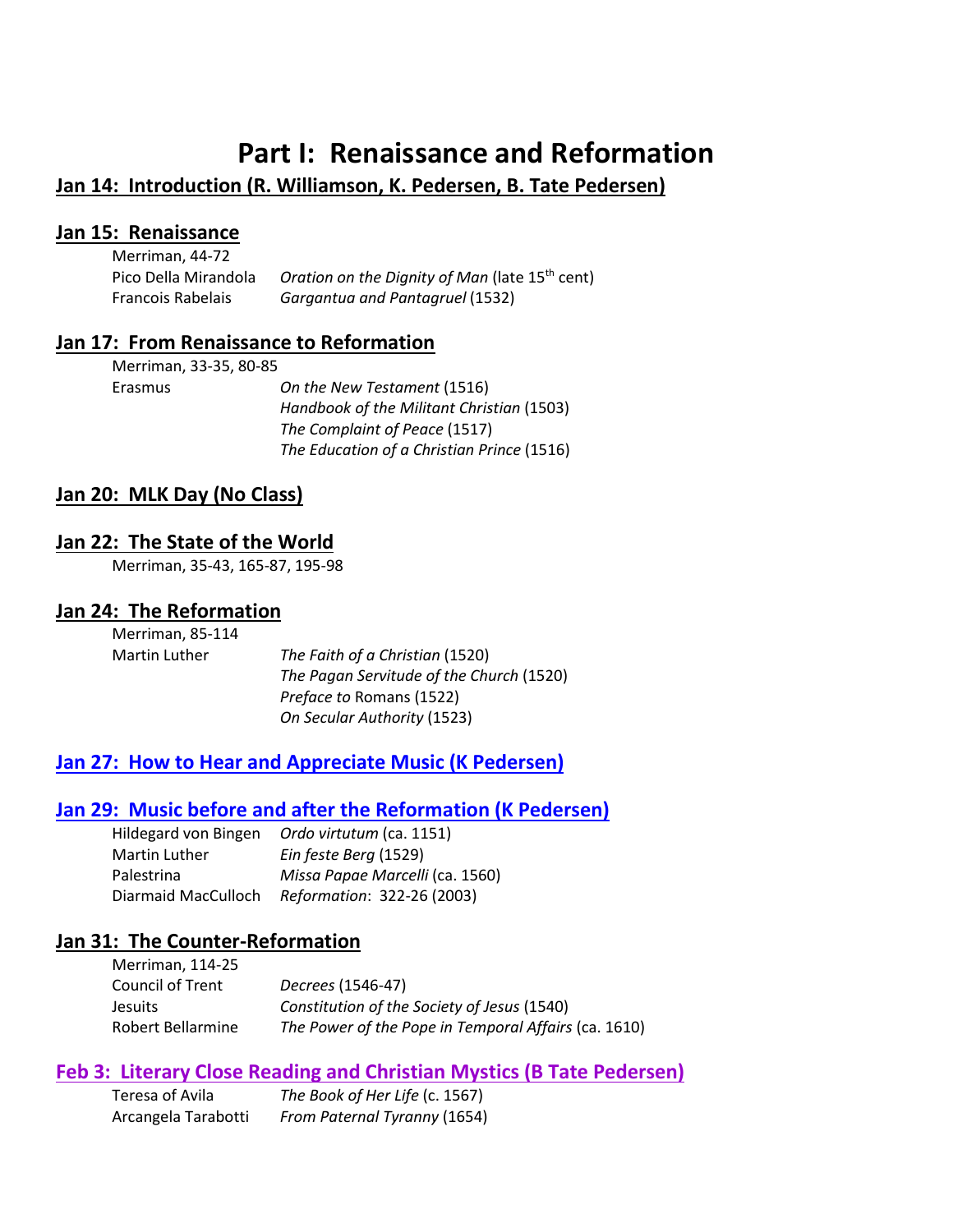# Part I: Renaissance and Reformation

## Jan 14: Introduction (R. Williamson, K. Pedersen, B. Tate Pedersen)

## Jan 15: Renaissance

Merriman, 44-72

Pico Della Mirandola — *Oration on the Dignity of Man* (late 15th cent)

Francois Rabelais — *Gargantua and Pantagruel* (1532)

## Jan 17: From Renaissance to Reformation

Merriman, 33-35, 80-85

Erasmus — *On the New Testament* (1516)

*Handbook of the Militant Christian* (1503)

*The Complaint of Peace* (1517)

*The Education of a Christian Prince* (1516)

## Jan 20: MLK Day (No Class)

## Jan 22: The State of the World

Merriman, 35-43, 165-87, 195-98

## Jan 24: The Reformation

Merriman, 85-114

Martin Luther — *The Faith of a Christian* (1520)

*The Pagan Servitude of the Church* (1520)

*Preface to* Romans (1522)

*On Secular Authority* (1523)

## Jan 27: How to Hear and Appreciate Music (K Pedersen)

## Jan 29: Music before and after the Reformation (K Pedersen)

Hildegard von Bingen — *Ordo virtutum* (ca. 1151)

Martin Luther — *Ein feste Berg* (1529)

Palestrina — *Missa Papae Marcelli* (ca. 1560)

Diarmaid MacCulloch — *Reformation*: 322-26 (2003)

## Jan 31: The Counter-Reformation

Merriman, 114-25

Council of Trent — *Decrees* (1546-47)

Jesuits — *Constitution of the Society of Jesus* (1540)

Robert Bellarmine — *The Power of the Pope in Temporal Affairs* (ca. 1610)

## Feb 3: Literary Close Reading and Christian Mystics (B Tate Pedersen)

Teresa of Avila — *The Book of Her Life* (c. 1567)

Arcangela Tarabotti — *From Paternal Tyranny* (1654)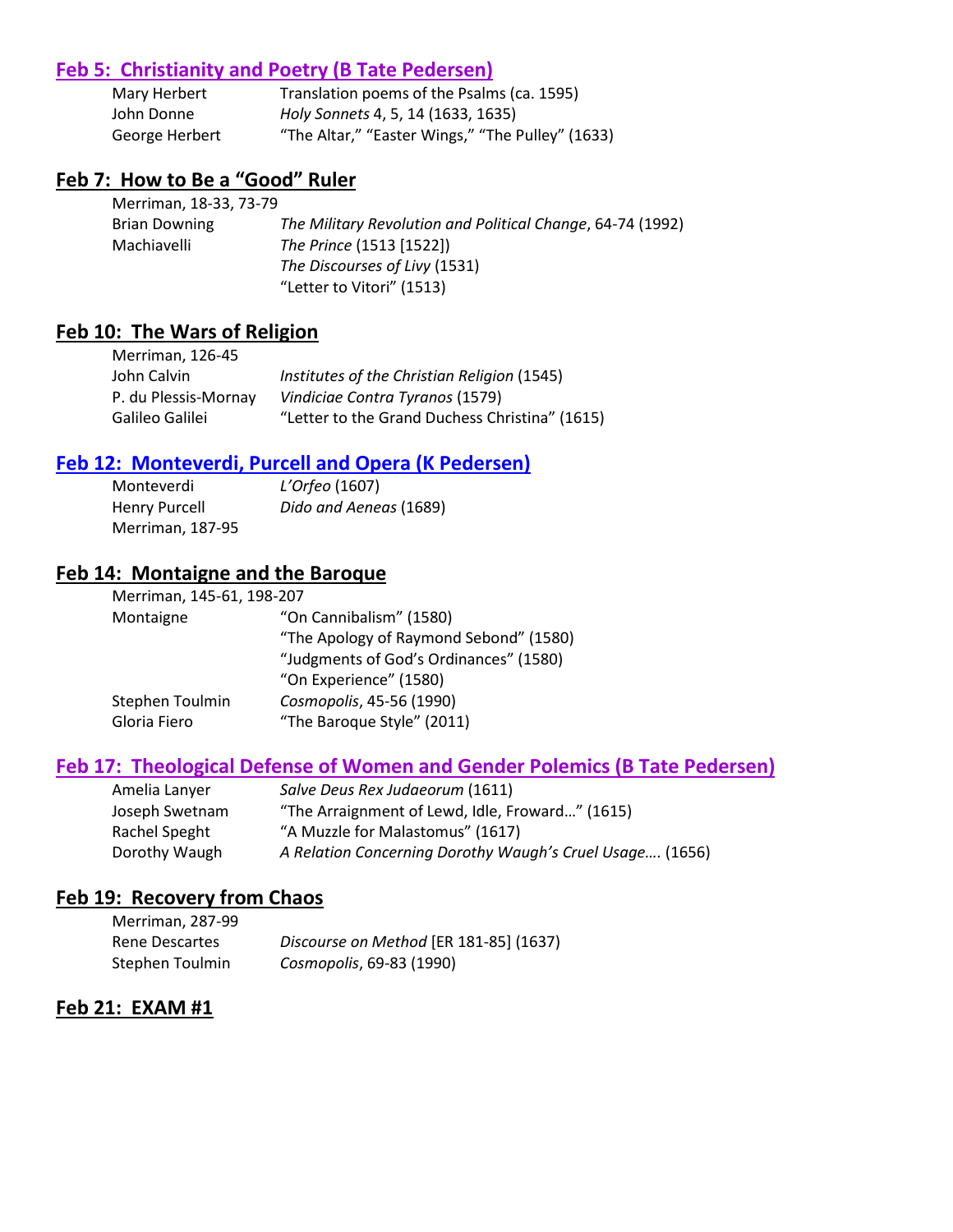## Feb 5: Christianity and Poetry (B Tate Pedersen)

| | |
|---|---|
| Mary Herbert | Translation poems of the Psalms (ca. 1595) |
| John Donne | *Holy Sonnets* 4, 5, 14 (1633, 1635) |
| George Herbert | "The Altar," "Easter Wings," "The Pulley" (1633) |

## Feb 7: How to Be a "Good" Ruler

| | |
|---|---|
| Merriman, 18-33, 73-79 | |
| Brian Downing | *The Military Revolution and Political Change*, 64-74 (1992) |
| Machiavelli | *The Prince* (1513 [1522]) |
| | *The Discourses of Livy* (1531) |
| | "Letter to Vitori" (1513) |

## Feb 10: The Wars of Religion

| | |
|---|---|
| Merriman, 126-45 | |
| John Calvin | *Institutes of the Christian Religion* (1545) |
| P. du Plessis-Mornay | *Vindiciae Contra Tyranos* (1579) |
| Galileo Galilei | "Letter to the Grand Duchess Christina" (1615) |

## Feb 12: Monteverdi, Purcell and Opera (K Pedersen)

| | |
|---|---|
| Monteverdi | *L'Orfeo* (1607) |
| Henry Purcell | *Dido and Aeneas* (1689) |
| Merriman, 187-95 | |

## Feb 14: Montaigne and the Baroque

| | |
|---|---|
| Merriman, 145-61, 198-207 | |
| Montaigne | "On Cannibalism" (1580) |
| | "The Apology of Raymond Sebond" (1580) |
| | "Judgments of God's Ordinances" (1580) |
| | "On Experience" (1580) |
| Stephen Toulmin | *Cosmopolis*, 45-56 (1990) |
| Gloria Fiero | "The Baroque Style" (2011) |

## Feb 17: Theological Defense of Women and Gender Polemics (B Tate Pedersen)

| | |
|---|---|
| Amelia Lanyer | *Salve Deus Rex Judaeorum* (1611) |
| Joseph Swetnam | "The Arraignment of Lewd, Idle, Froward…" (1615) |
| Rachel Speght | "A Muzzle for Malastomus" (1617) |
| Dorothy Waugh | *A Relation Concerning Dorothy Waugh's Cruel Usage….* (1656) |

## Feb 19: Recovery from Chaos

| | |
|---|---|
| Merriman, 287-99 | |
| Rene Descartes | *Discourse on Method* [ER 181-85] (1637) |
| Stephen Toulmin | *Cosmopolis*, 69-83 (1990) |

## Feb 21: EXAM #1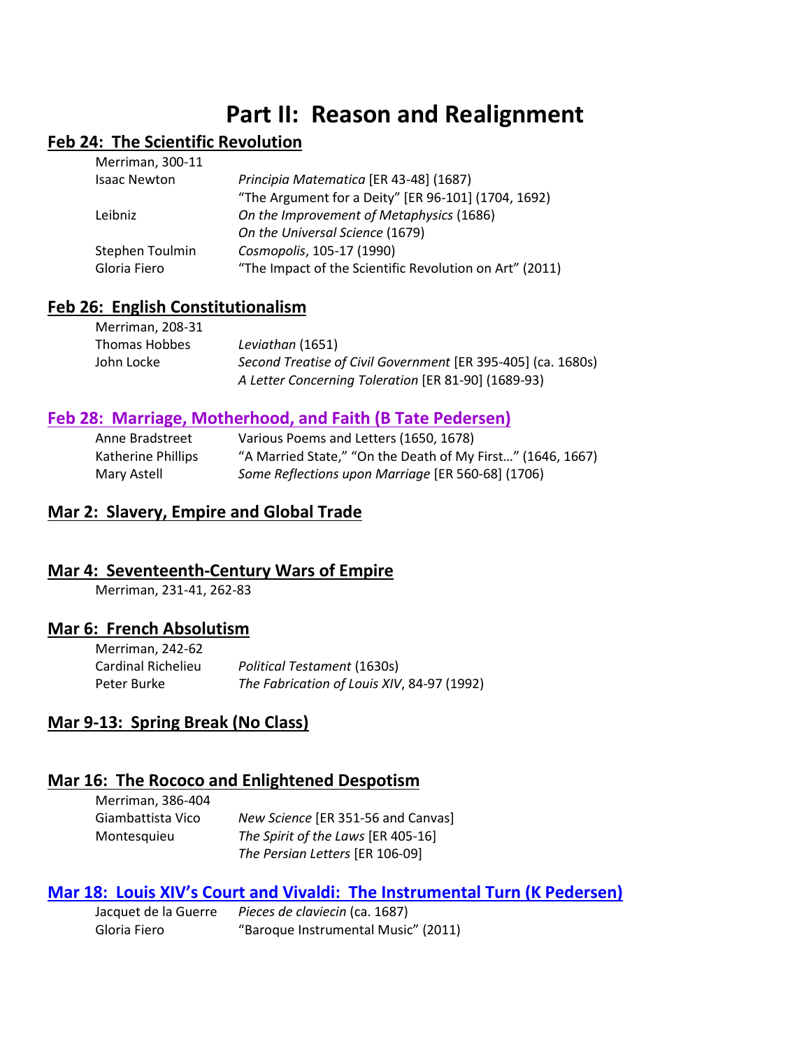# Part II: Reason and Realignment

## Feb 24: The Scientific Revolution

| | |
|---|---|
| Merriman, 300-11 | |
| Isaac Newton | *Principia Matematica* [ER 43-48] (1687) |
| | "The Argument for a Deity" [ER 96-101] (1704, 1692) |
| Leibniz | *On the Improvement of Metaphysics* (1686) |
| | *On the Universal Science* (1679) |
| Stephen Toulmin | *Cosmopolis*, 105-17 (1990) |
| Gloria Fiero | "The Impact of the Scientific Revolution on Art" (2011) |

## Feb 26: English Constitutionalism

| | |
|---|---|
| Merriman, 208-31 | |
| Thomas Hobbes | *Leviathan* (1651) |
| John Locke | *Second Treatise of Civil Government* [ER 395-405] (ca. 1680s) |
| | *A Letter Concerning Toleration* [ER 81-90] (1689-93) |

## Feb 28: Marriage, Motherhood, and Faith (B Tate Pedersen)

| | |
|---|---|
| Anne Bradstreet | Various Poems and Letters (1650, 1678) |
| Katherine Phillips | "A Married State," "On the Death of My First…" (1646, 1667) |
| Mary Astell | *Some Reflections upon Marriage* [ER 560-68] (1706) |

## Mar 2: Slavery, Empire and Global Trade

## Mar 4: Seventeenth-Century Wars of Empire

Merriman, 231-41, 262-83

## Mar 6: French Absolutism

| | |
|---|---|
| Merriman, 242-62 | |
| Cardinal Richelieu | *Political Testament* (1630s) |
| Peter Burke | *The Fabrication of Louis XIV*, 84-97 (1992) |

## Mar 9-13: Spring Break (No Class)

## Mar 16: The Rococo and Enlightened Despotism

| | |
|---|---|
| Merriman, 386-404 | |
| Giambattista Vico | *New Science* [ER 351-56 and Canvas] |
| Montesquieu | *The Spirit of the Laws* [ER 405-16] |
| | *The Persian Letters* [ER 106-09] |

## Mar 18: Louis XIV's Court and Vivaldi: The Instrumental Turn (K Pedersen)

| | |
|---|---|
| Jacquet de la Guerre | *Pieces de claviecin* (ca. 1687) |
| Gloria Fiero | "Baroque Instrumental Music" (2011) |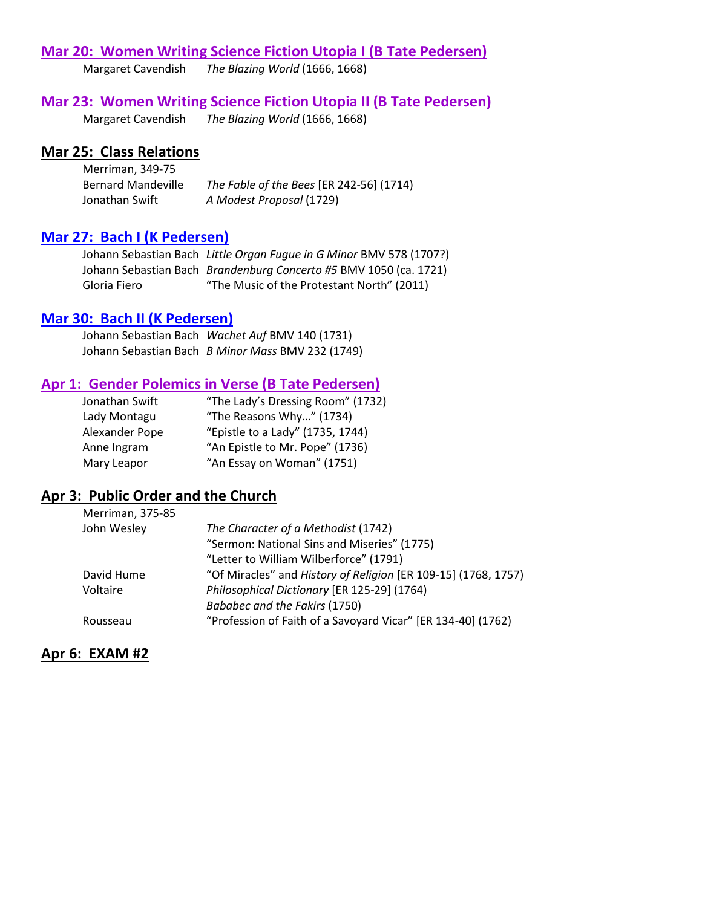## Mar 20: Women Writing Science Fiction Utopia I (B Tate Pedersen)

Margaret Cavendish — *The Blazing World* (1666, 1668)

## Mar 23: Women Writing Science Fiction Utopia II (B Tate Pedersen)

Margaret Cavendish — *The Blazing World* (1666, 1668)

## Mar 25: Class Relations

Merriman, 349-75

Bernard Mandeville — *The Fable of the Bees* [ER 242-56] (1714)

Jonathan Swift — *A Modest Proposal* (1729)

## Mar 27: Bach I (K Pedersen)

Johann Sebastian Bach — *Little Organ Fugue in G Minor* BMV 578 (1707?)

Johann Sebastian Bach — *Brandenburg Concerto #5* BMV 1050 (ca. 1721)

Gloria Fiero — "The Music of the Protestant North" (2011)

## Mar 30: Bach II (K Pedersen)

Johann Sebastian Bach — *Wachet Auf* BMV 140 (1731)

Johann Sebastian Bach — *B Minor Mass* BMV 232 (1749)

## Apr 1: Gender Polemics in Verse (B Tate Pedersen)

Jonathan Swift — "The Lady's Dressing Room" (1732)

Lady Montagu — "The Reasons Why…" (1734)

Alexander Pope — "Epistle to a Lady" (1735, 1744)

Anne Ingram — "An Epistle to Mr. Pope" (1736)

Mary Leapor — "An Essay on Woman" (1751)

## Apr 3: Public Order and the Church

Merriman, 375-85

John Wesley — *The Character of a Methodist* (1742)
"Sermon: National Sins and Miseries" (1775)
"Letter to William Wilberforce" (1791)

David Hume — "Of Miracles" and *History of Religion* [ER 109-15] (1768, 1757)

Voltaire — *Philosophical Dictionary* [ER 125-29] (1764)
*Bababec and the Fakirs* (1750)

Rousseau — "Profession of Faith of a Savoyard Vicar" [ER 134-40] (1762)

## Apr 6: EXAM #2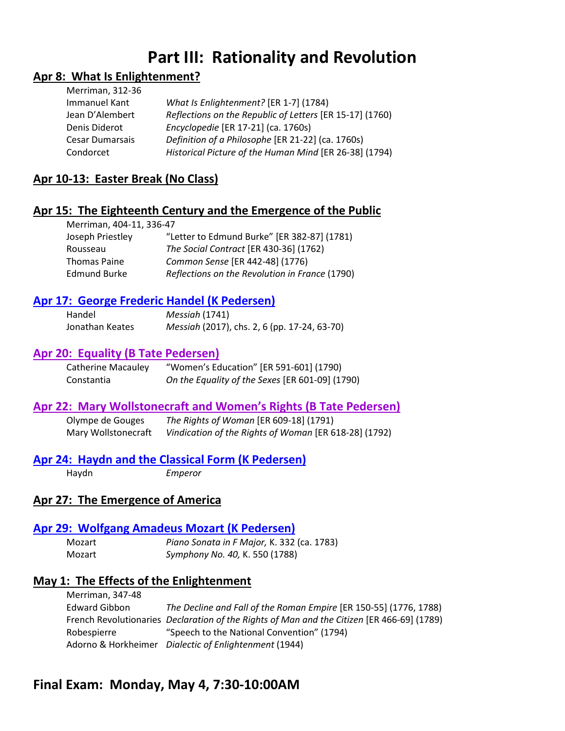# Part III: Rationality and Revolution

## Apr 8: What Is Enlightenment?

| | |
|---|---|
| Merriman, 312-36 | |
| Immanuel Kant | *What Is Enlightenment?* [ER 1-7] (1784) |
| Jean D'Alembert | *Reflections on the Republic of Letters* [ER 15-17] (1760) |
| Denis Diderot | *Encyclopedie* [ER 17-21] (ca. 1760s) |
| Cesar Dumarsais | *Definition of a Philosophe* [ER 21-22] (ca. 1760s) |
| Condorcet | *Historical Picture of the Human Mind* [ER 26-38] (1794) |

## Apr 10-13: Easter Break (No Class)

## Apr 15: The Eighteenth Century and the Emergence of the Public

| | |
|---|---|
| Merriman, 404-11, 336-47 | |
| Joseph Priestley | "Letter to Edmund Burke" [ER 382-87] (1781) |
| Rousseau | *The Social Contract* [ER 430-36] (1762) |
| Thomas Paine | *Common Sense* [ER 442-48] (1776) |
| Edmund Burke | *Reflections on the Revolution in France* (1790) |

## Apr 17: George Frederic Handel (K Pedersen)

| | |
|---|---|
| Handel | *Messiah* (1741) |
| Jonathan Keates | *Messiah* (2017), chs. 2, 6 (pp. 17-24, 63-70) |

## Apr 20: Equality (B Tate Pedersen)

| | |
|---|---|
| Catherine Macauley | "Women's Education" [ER 591-601] (1790) |
| Constantia | *On the Equality of the Sexes* [ER 601-09] (1790) |

## Apr 22: Mary Wollstonecraft and Women's Rights (B Tate Pedersen)

| | |
|---|---|
| Olympe de Gouges | *The Rights of Woman* [ER 609-18] (1791) |
| Mary Wollstonecraft | *Vindication of the Rights of Woman* [ER 618-28] (1792) |

## Apr 24: Haydn and the Classical Form (K Pedersen)

| | |
|---|---|
| Haydn | *Emperor* |

## Apr 27: The Emergence of America

## Apr 29: Wolfgang Amadeus Mozart (K Pedersen)

| | |
|---|---|
| Mozart | *Piano Sonata in F Major,* K. 332 (ca. 1783) |
| Mozart | *Symphony No. 40,* K. 550 (1788) |

## May 1: The Effects of the Enlightenment

| | |
|---|---|
| Merriman, 347-48 | |
| Edward Gibbon | *The Decline and Fall of the Roman Empire* [ER 150-55] (1776, 1788) |
| French Revolutionaries | *Declaration of the Rights of Man and the Citizen* [ER 466-69] (1789) |
| Robespierre | "Speech to the National Convention" (1794) |
| Adorno & Horkheimer | *Dialectic of Enlightenment* (1944) |

# Final Exam: Monday, May 4, 7:30-10:00AM